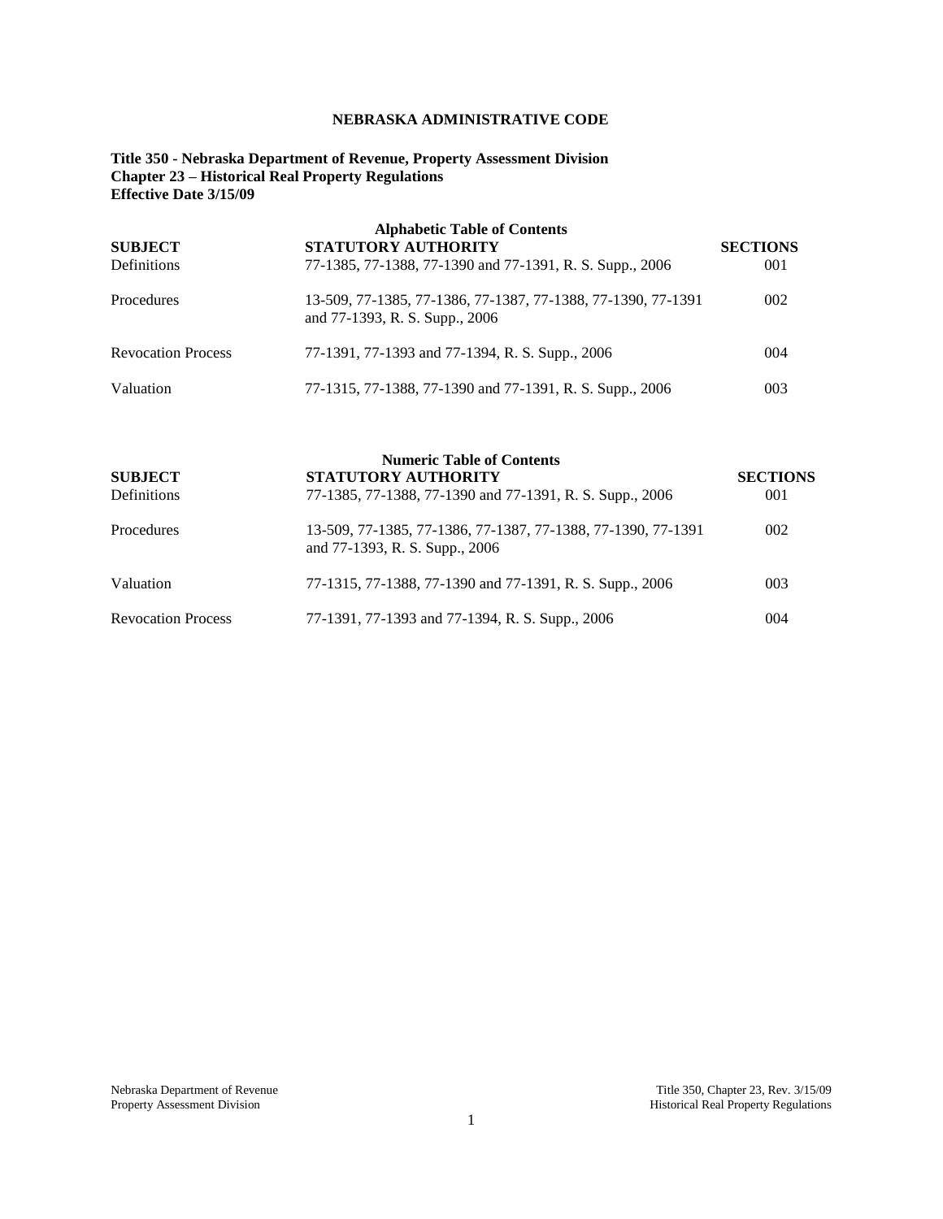**NEBRASKA ADMINISTRATIVE CODE**

**Title 350 - Nebraska Department of Revenue, Property Assessment Division**
**Chapter 23 – Historical Real Property Regulations**
**Effective Date 3/15/09**

**Alphabetic Table of Contents**

| SUBJECT | STATUTORY AUTHORITY | SECTIONS |
|---|---|---|
| Definitions | 77-1385, 77-1388, 77-1390 and 77-1391, R. S. Supp., 2006 | 001 |
| Procedures | 13-509, 77-1385, 77-1386, 77-1387, 77-1388, 77-1390, 77-1391 and 77-1393, R. S. Supp., 2006 | 002 |
| Revocation Process | 77-1391, 77-1393 and 77-1394, R. S. Supp., 2006 | 004 |
| Valuation | 77-1315, 77-1388, 77-1390 and 77-1391, R. S. Supp., 2006 | 003 |

**Numeric Table of Contents**

| SUBJECT | STATUTORY AUTHORITY | SECTIONS |
|---|---|---|
| Definitions | 77-1385, 77-1388, 77-1390 and 77-1391, R. S. Supp., 2006 | 001 |
| Procedures | 13-509, 77-1385, 77-1386, 77-1387, 77-1388, 77-1390, 77-1391 and 77-1393, R. S. Supp., 2006 | 002 |
| Valuation | 77-1315, 77-1388, 77-1390 and 77-1391, R. S. Supp., 2006 | 003 |
| Revocation Process | 77-1391, 77-1393 and 77-1394, R. S. Supp., 2006 | 004 |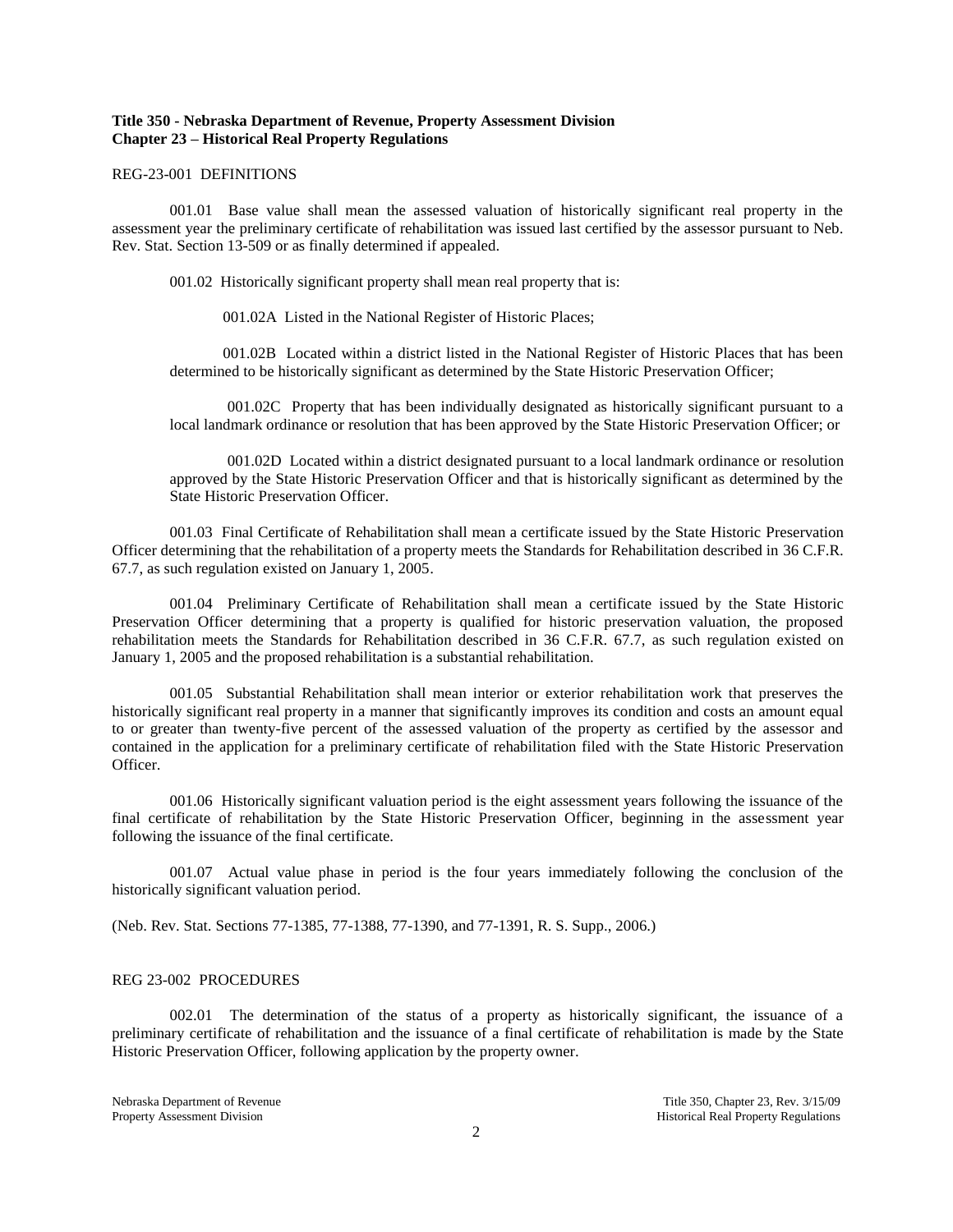**Title 350 - Nebraska Department of Revenue, Property Assessment Division**
**Chapter 23 – Historical Real Property Regulations**

REG-23-001 DEFINITIONS

001.01 Base value shall mean the assessed valuation of historically significant real property in the assessment year the preliminary certificate of rehabilitation was issued last certified by the assessor pursuant to Neb. Rev. Stat. Section 13-509 or as finally determined if appealed.

001.02 Historically significant property shall mean real property that is:

001.02A Listed in the National Register of Historic Places;

001.02B Located within a district listed in the National Register of Historic Places that has been determined to be historically significant as determined by the State Historic Preservation Officer;

001.02C Property that has been individually designated as historically significant pursuant to a local landmark ordinance or resolution that has been approved by the State Historic Preservation Officer; or

001.02D Located within a district designated pursuant to a local landmark ordinance or resolution approved by the State Historic Preservation Officer and that is historically significant as determined by the State Historic Preservation Officer.

001.03 Final Certificate of Rehabilitation shall mean a certificate issued by the State Historic Preservation Officer determining that the rehabilitation of a property meets the Standards for Rehabilitation described in 36 C.F.R. 67.7, as such regulation existed on January 1, 2005.

001.04 Preliminary Certificate of Rehabilitation shall mean a certificate issued by the State Historic Preservation Officer determining that a property is qualified for historic preservation valuation, the proposed rehabilitation meets the Standards for Rehabilitation described in 36 C.F.R. 67.7, as such regulation existed on January 1, 2005 and the proposed rehabilitation is a substantial rehabilitation.

001.05 Substantial Rehabilitation shall mean interior or exterior rehabilitation work that preserves the historically significant real property in a manner that significantly improves its condition and costs an amount equal to or greater than twenty-five percent of the assessed valuation of the property as certified by the assessor and contained in the application for a preliminary certificate of rehabilitation filed with the State Historic Preservation Officer.

001.06 Historically significant valuation period is the eight assessment years following the issuance of the final certificate of rehabilitation by the State Historic Preservation Officer, beginning in the assessment year following the issuance of the final certificate.

001.07 Actual value phase in period is the four years immediately following the conclusion of the historically significant valuation period.

(Neb. Rev. Stat. Sections 77-1385, 77-1388, 77-1390, and 77-1391, R. S. Supp., 2006.)

REG 23-002 PROCEDURES

002.01 The determination of the status of a property as historically significant, the issuance of a preliminary certificate of rehabilitation and the issuance of a final certificate of rehabilitation is made by the State Historic Preservation Officer, following application by the property owner.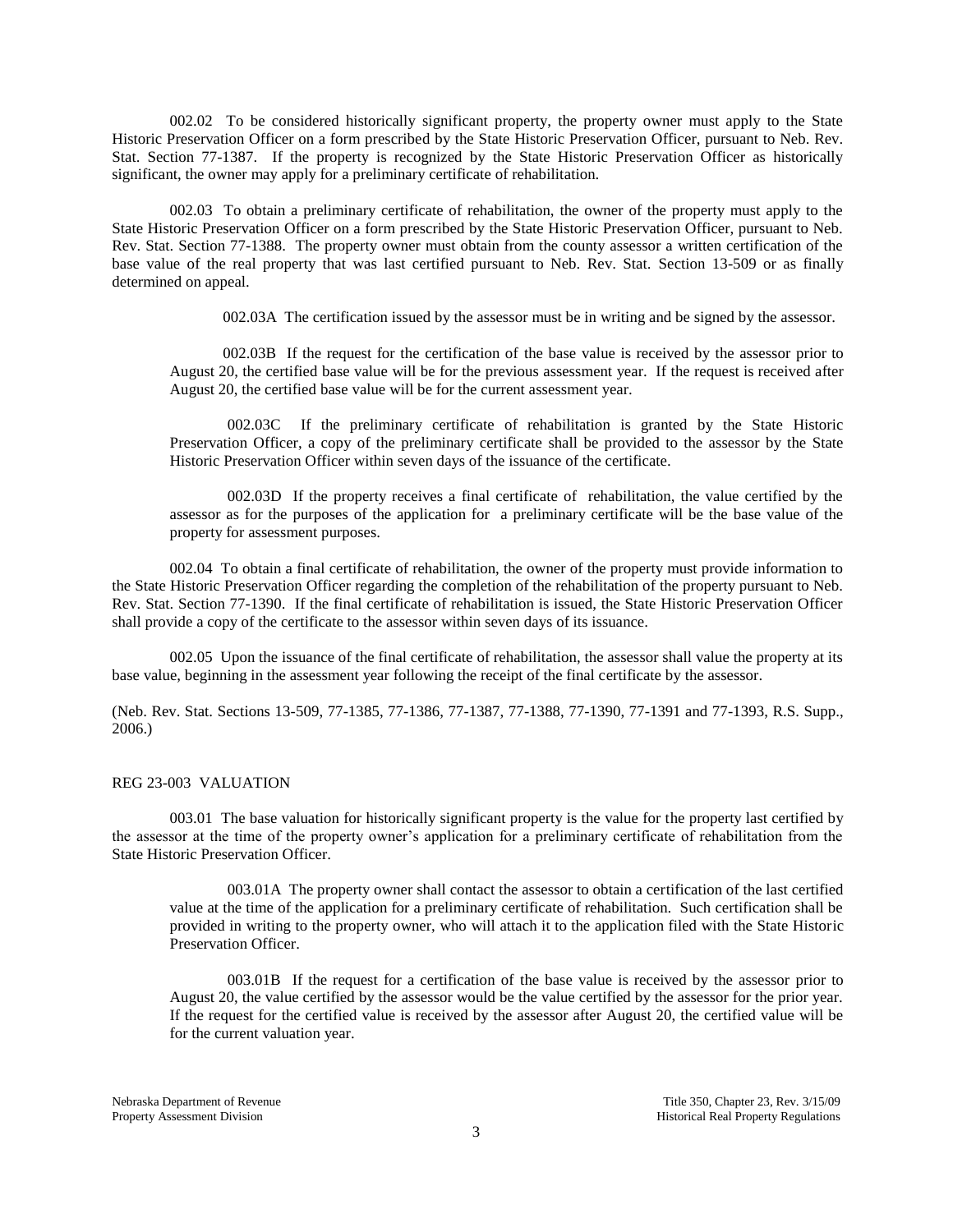002.02 To be considered historically significant property, the property owner must apply to the State Historic Preservation Officer on a form prescribed by the State Historic Preservation Officer, pursuant to Neb. Rev. Stat. Section 77-1387. If the property is recognized by the State Historic Preservation Officer as historically significant, the owner may apply for a preliminary certificate of rehabilitation.

002.03 To obtain a preliminary certificate of rehabilitation, the owner of the property must apply to the State Historic Preservation Officer on a form prescribed by the State Historic Preservation Officer, pursuant to Neb. Rev. Stat. Section 77-1388. The property owner must obtain from the county assessor a written certification of the base value of the real property that was last certified pursuant to Neb. Rev. Stat. Section 13-509 or as finally determined on appeal.

002.03A The certification issued by the assessor must be in writing and be signed by the assessor.

002.03B If the request for the certification of the base value is received by the assessor prior to August 20, the certified base value will be for the previous assessment year. If the request is received after August 20, the certified base value will be for the current assessment year.

002.03C If the preliminary certificate of rehabilitation is granted by the State Historic Preservation Officer, a copy of the preliminary certificate shall be provided to the assessor by the State Historic Preservation Officer within seven days of the issuance of the certificate.

002.03D If the property receives a final certificate of rehabilitation, the value certified by the assessor as for the purposes of the application for a preliminary certificate will be the base value of the property for assessment purposes.

002.04 To obtain a final certificate of rehabilitation, the owner of the property must provide information to the State Historic Preservation Officer regarding the completion of the rehabilitation of the property pursuant to Neb. Rev. Stat. Section 77-1390. If the final certificate of rehabilitation is issued, the State Historic Preservation Officer shall provide a copy of the certificate to the assessor within seven days of its issuance.

002.05 Upon the issuance of the final certificate of rehabilitation, the assessor shall value the property at its base value, beginning in the assessment year following the receipt of the final certificate by the assessor.

(Neb. Rev. Stat. Sections 13-509, 77-1385, 77-1386, 77-1387, 77-1388, 77-1390, 77-1391 and 77-1393, R.S. Supp., 2006.)

## REG 23-003 VALUATION

003.01 The base valuation for historically significant property is the value for the property last certified by the assessor at the time of the property owner's application for a preliminary certificate of rehabilitation from the State Historic Preservation Officer.

003.01A The property owner shall contact the assessor to obtain a certification of the last certified value at the time of the application for a preliminary certificate of rehabilitation. Such certification shall be provided in writing to the property owner, who will attach it to the application filed with the State Historic Preservation Officer.

003.01B If the request for a certification of the base value is received by the assessor prior to August 20, the value certified by the assessor would be the value certified by the assessor for the prior year. If the request for the certified value is received by the assessor after August 20, the certified value will be for the current valuation year.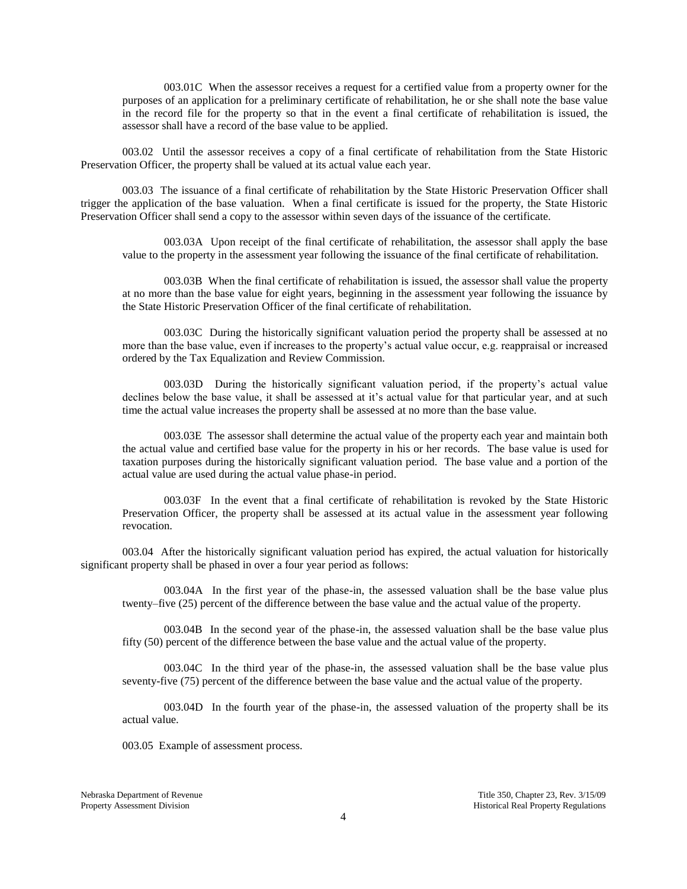003.01C When the assessor receives a request for a certified value from a property owner for the purposes of an application for a preliminary certificate of rehabilitation, he or she shall note the base value in the record file for the property so that in the event a final certificate of rehabilitation is issued, the assessor shall have a record of the base value to be applied.

003.02 Until the assessor receives a copy of a final certificate of rehabilitation from the State Historic Preservation Officer, the property shall be valued at its actual value each year.

003.03 The issuance of a final certificate of rehabilitation by the State Historic Preservation Officer shall trigger the application of the base valuation. When a final certificate is issued for the property, the State Historic Preservation Officer shall send a copy to the assessor within seven days of the issuance of the certificate.

003.03A Upon receipt of the final certificate of rehabilitation, the assessor shall apply the base value to the property in the assessment year following the issuance of the final certificate of rehabilitation.

003.03B When the final certificate of rehabilitation is issued, the assessor shall value the property at no more than the base value for eight years, beginning in the assessment year following the issuance by the State Historic Preservation Officer of the final certificate of rehabilitation.

003.03C During the historically significant valuation period the property shall be assessed at no more than the base value, even if increases to the property's actual value occur, e.g. reappraisal or increased ordered by the Tax Equalization and Review Commission.

003.03D During the historically significant valuation period, if the property's actual value declines below the base value, it shall be assessed at it's actual value for that particular year, and at such time the actual value increases the property shall be assessed at no more than the base value.

003.03E The assessor shall determine the actual value of the property each year and maintain both the actual value and certified base value for the property in his or her records. The base value is used for taxation purposes during the historically significant valuation period. The base value and a portion of the actual value are used during the actual value phase-in period.

003.03F In the event that a final certificate of rehabilitation is revoked by the State Historic Preservation Officer, the property shall be assessed at its actual value in the assessment year following revocation.

003.04 After the historically significant valuation period has expired, the actual valuation for historically significant property shall be phased in over a four year period as follows:

003.04A In the first year of the phase-in, the assessed valuation shall be the base value plus twenty–five (25) percent of the difference between the base value and the actual value of the property.

003.04B In the second year of the phase-in, the assessed valuation shall be the base value plus fifty (50) percent of the difference between the base value and the actual value of the property.

003.04C In the third year of the phase-in, the assessed valuation shall be the base value plus seventy-five (75) percent of the difference between the base value and the actual value of the property.

003.04D In the fourth year of the phase-in, the assessed valuation of the property shall be its actual value.

003.05 Example of assessment process.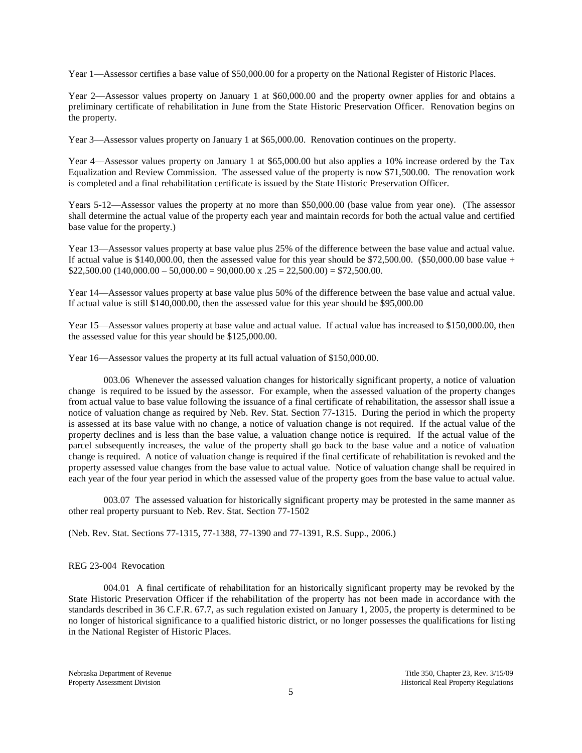Year 1—Assessor certifies a base value of $50,000.00 for a property on the National Register of Historic Places.

Year 2—Assessor values property on January 1 at $60,000.00 and the property owner applies for and obtains a preliminary certificate of rehabilitation in June from the State Historic Preservation Officer. Renovation begins on the property.

Year 3—Assessor values property on January 1 at $65,000.00. Renovation continues on the property.

Year 4—Assessor values property on January 1 at $65,000.00 but also applies a 10% increase ordered by the Tax Equalization and Review Commission. The assessed value of the property is now $71,500.00. The renovation work is completed and a final rehabilitation certificate is issued by the State Historic Preservation Officer.

Years 5-12—Assessor values the property at no more than $50,000.00 (base value from year one). (The assessor shall determine the actual value of the property each year and maintain records for both the actual value and certified base value for the property.)

Year 13—Assessor values property at base value plus 25% of the difference between the base value and actual value. If actual value is $140,000.00, then the assessed value for this year should be $72,500.00. ($50,000.00 base value + $22,500.00 (140,000.00 – 50,000.00 = 90,000.00 x .25 = 22,500.00) = $72,500.00.

Year 14—Assessor values property at base value plus 50% of the difference between the base value and actual value. If actual value is still $140,000.00, then the assessed value for this year should be $95,000.00

Year 15—Assessor values property at base value and actual value. If actual value has increased to $150,000.00, then the assessed value for this year should be $125,000.00.

Year 16—Assessor values the property at its full actual valuation of $150,000.00.

003.06 Whenever the assessed valuation changes for historically significant property, a notice of valuation change is required to be issued by the assessor. For example, when the assessed valuation of the property changes from actual value to base value following the issuance of a final certificate of rehabilitation, the assessor shall issue a notice of valuation change as required by Neb. Rev. Stat. Section 77-1315. During the period in which the property is assessed at its base value with no change, a notice of valuation change is not required. If the actual value of the property declines and is less than the base value, a valuation change notice is required. If the actual value of the parcel subsequently increases, the value of the property shall go back to the base value and a notice of valuation change is required. A notice of valuation change is required if the final certificate of rehabilitation is revoked and the property assessed value changes from the base value to actual value. Notice of valuation change shall be required in each year of the four year period in which the assessed value of the property goes from the base value to actual value.

003.07 The assessed valuation for historically significant property may be protested in the same manner as other real property pursuant to Neb. Rev. Stat. Section 77-1502

(Neb. Rev. Stat. Sections 77-1315, 77-1388, 77-1390 and 77-1391, R.S. Supp., 2006.)

## REG 23-004 Revocation

004.01 A final certificate of rehabilitation for an historically significant property may be revoked by the State Historic Preservation Officer if the rehabilitation of the property has not been made in accordance with the standards described in 36 C.F.R. 67.7, as such regulation existed on January 1, 2005, the property is determined to be no longer of historical significance to a qualified historic district, or no longer possesses the qualifications for listing in the National Register of Historic Places.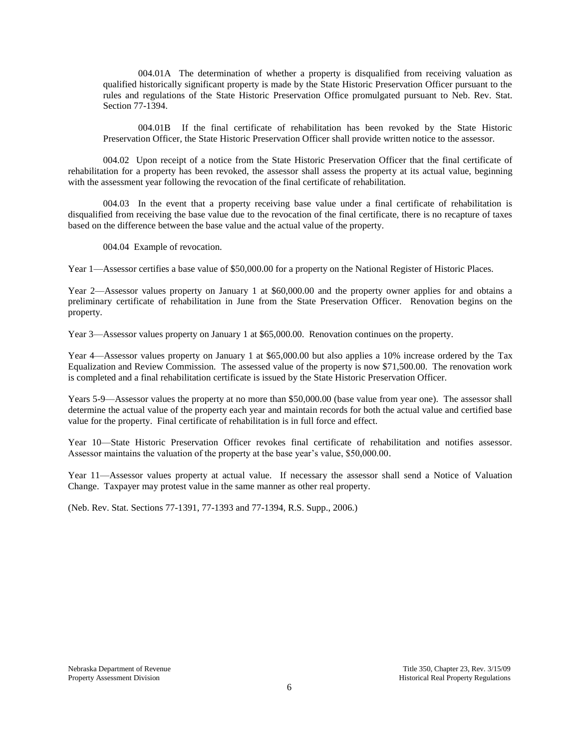004.01A The determination of whether a property is disqualified from receiving valuation as qualified historically significant property is made by the State Historic Preservation Officer pursuant to the rules and regulations of the State Historic Preservation Office promulgated pursuant to Neb. Rev. Stat. Section 77-1394.

004.01B If the final certificate of rehabilitation has been revoked by the State Historic Preservation Officer, the State Historic Preservation Officer shall provide written notice to the assessor.

004.02 Upon receipt of a notice from the State Historic Preservation Officer that the final certificate of rehabilitation for a property has been revoked, the assessor shall assess the property at its actual value, beginning with the assessment year following the revocation of the final certificate of rehabilitation.

004.03 In the event that a property receiving base value under a final certificate of rehabilitation is disqualified from receiving the base value due to the revocation of the final certificate, there is no recapture of taxes based on the difference between the base value and the actual value of the property.

004.04 Example of revocation.

Year 1—Assessor certifies a base value of $50,000.00 for a property on the National Register of Historic Places.

Year 2—Assessor values property on January 1 at $60,000.00 and the property owner applies for and obtains a preliminary certificate of rehabilitation in June from the State Preservation Officer. Renovation begins on the property.

Year 3—Assessor values property on January 1 at $65,000.00. Renovation continues on the property.

Year 4—Assessor values property on January 1 at $65,000.00 but also applies a 10% increase ordered by the Tax Equalization and Review Commission. The assessed value of the property is now $71,500.00. The renovation work is completed and a final rehabilitation certificate is issued by the State Historic Preservation Officer.

Years 5-9—Assessor values the property at no more than $50,000.00 (base value from year one). The assessor shall determine the actual value of the property each year and maintain records for both the actual value and certified base value for the property. Final certificate of rehabilitation is in full force and effect.

Year 10—State Historic Preservation Officer revokes final certificate of rehabilitation and notifies assessor. Assessor maintains the valuation of the property at the base year's value, $50,000.00.

Year 11—Assessor values property at actual value. If necessary the assessor shall send a Notice of Valuation Change. Taxpayer may protest value in the same manner as other real property.

(Neb. Rev. Stat. Sections 77-1391, 77-1393 and 77-1394, R.S. Supp., 2006.)